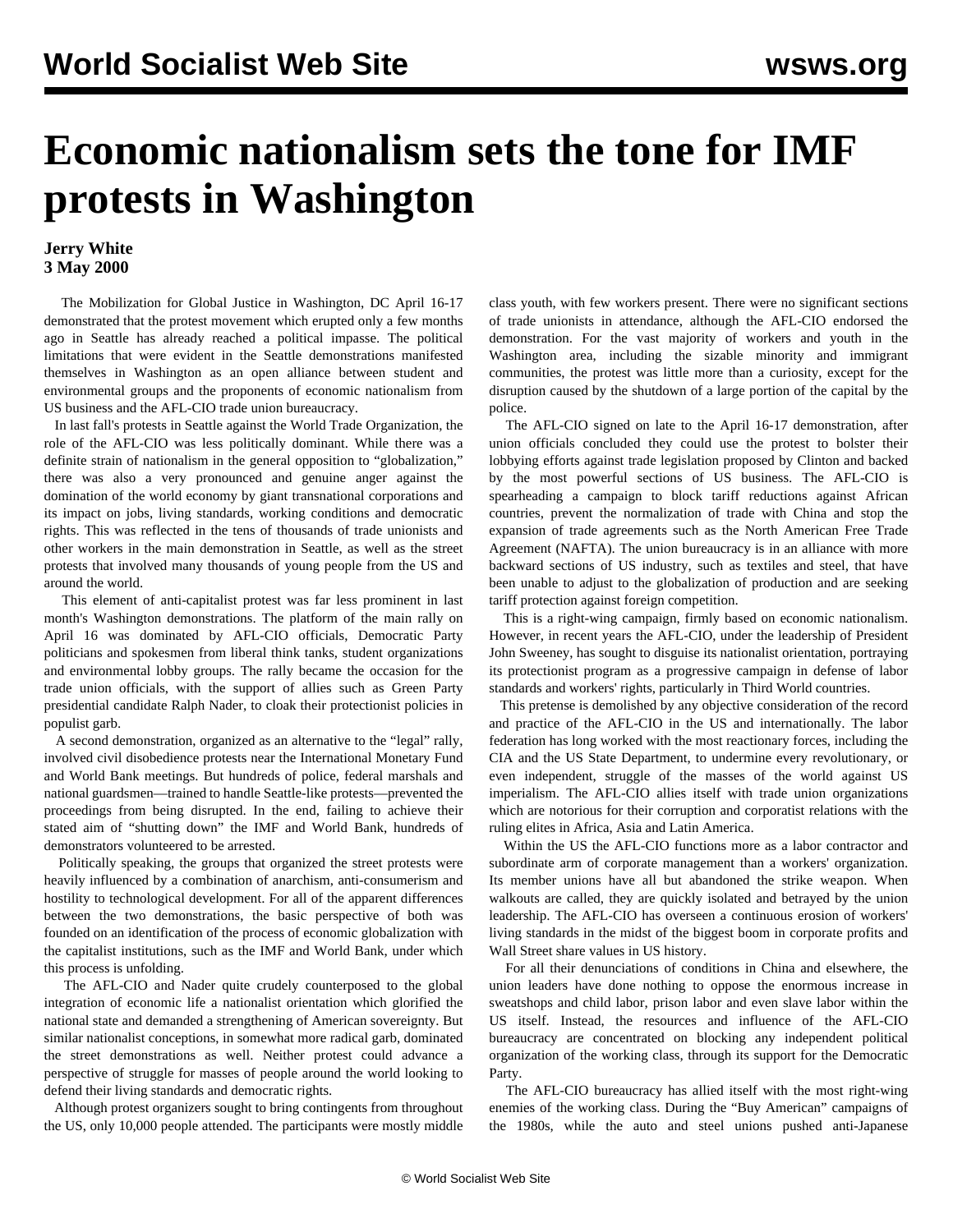# Economic nationalism sets the tone for IMF protests in Washington

**Jerry White**
**3 May 2000**

The Mobilization for Global Justice in Washington, DC April 16-17 demonstrated that the protest movement which erupted only a few months ago in Seattle has already reached a political impasse. The political limitations that were evident in the Seattle demonstrations manifested themselves in Washington as an open alliance between student and environmental groups and the proponents of economic nationalism from US business and the AFL-CIO trade union bureaucracy.

In last fall's protests in Seattle against the World Trade Organization, the role of the AFL-CIO was less politically dominant. While there was a definite strain of nationalism in the general opposition to "globalization," there was also a very pronounced and genuine anger against the domination of the world economy by giant transnational corporations and its impact on jobs, living standards, working conditions and democratic rights. This was reflected in the tens of thousands of trade unionists and other workers in the main demonstration in Seattle, as well as the street protests that involved many thousands of young people from the US and around the world.

This element of anti-capitalist protest was far less prominent in last month's Washington demonstrations. The platform of the main rally on April 16 was dominated by AFL-CIO officials, Democratic Party politicians and spokesmen from liberal think tanks, student organizations and environmental lobby groups. The rally became the occasion for the trade union officials, with the support of allies such as Green Party presidential candidate Ralph Nader, to cloak their protectionist policies in populist garb.

A second demonstration, organized as an alternative to the "legal" rally, involved civil disobedience protests near the International Monetary Fund and World Bank meetings. But hundreds of police, federal marshals and national guardsmen—trained to handle Seattle-like protests—prevented the proceedings from being disrupted. In the end, failing to achieve their stated aim of "shutting down" the IMF and World Bank, hundreds of demonstrators volunteered to be arrested.

Politically speaking, the groups that organized the street protests were heavily influenced by a combination of anarchism, anti-consumerism and hostility to technological development. For all of the apparent differences between the two demonstrations, the basic perspective of both was founded on an identification of the process of economic globalization with the capitalist institutions, such as the IMF and World Bank, under which this process is unfolding.

The AFL-CIO and Nader quite crudely counterposed to the global integration of economic life a nationalist orientation which glorified the national state and demanded a strengthening of American sovereignty. But similar nationalist conceptions, in somewhat more radical garb, dominated the street demonstrations as well. Neither protest could advance a perspective of struggle for masses of people around the world looking to defend their living standards and democratic rights.

Although protest organizers sought to bring contingents from throughout the US, only 10,000 people attended. The participants were mostly middle class youth, with few workers present. There were no significant sections of trade unionists in attendance, although the AFL-CIO endorsed the demonstration. For the vast majority of workers and youth in the Washington area, including the sizable minority and immigrant communities, the protest was little more than a curiosity, except for the disruption caused by the shutdown of a large portion of the capital by the police.

The AFL-CIO signed on late to the April 16-17 demonstration, after union officials concluded they could use the protest to bolster their lobbying efforts against trade legislation proposed by Clinton and backed by the most powerful sections of US business. The AFL-CIO is spearheading a campaign to block tariff reductions against African countries, prevent the normalization of trade with China and stop the expansion of trade agreements such as the North American Free Trade Agreement (NAFTA). The union bureaucracy is in an alliance with more backward sections of US industry, such as textiles and steel, that have been unable to adjust to the globalization of production and are seeking tariff protection against foreign competition.

This is a right-wing campaign, firmly based on economic nationalism. However, in recent years the AFL-CIO, under the leadership of President John Sweeney, has sought to disguise its nationalist orientation, portraying its protectionist program as a progressive campaign in defense of labor standards and workers' rights, particularly in Third World countries.

This pretense is demolished by any objective consideration of the record and practice of the AFL-CIO in the US and internationally. The labor federation has long worked with the most reactionary forces, including the CIA and the US State Department, to undermine every revolutionary, or even independent, struggle of the masses of the world against US imperialism. The AFL-CIO allies itself with trade union organizations which are notorious for their corruption and corporatist relations with the ruling elites in Africa, Asia and Latin America.

Within the US the AFL-CIO functions more as a labor contractor and subordinate arm of corporate management than a workers' organization. Its member unions have all but abandoned the strike weapon. When walkouts are called, they are quickly isolated and betrayed by the union leadership. The AFL-CIO has overseen a continuous erosion of workers' living standards in the midst of the biggest boom in corporate profits and Wall Street share values in US history.

For all their denunciations of conditions in China and elsewhere, the union leaders have done nothing to oppose the enormous increase in sweatshops and child labor, prison labor and even slave labor within the US itself. Instead, the resources and influence of the AFL-CIO bureaucracy are concentrated on blocking any independent political organization of the working class, through its support for the Democratic Party.

The AFL-CIO bureaucracy has allied itself with the most right-wing enemies of the working class. During the "Buy American" campaigns of the 1980s, while the auto and steel unions pushed anti-Japanese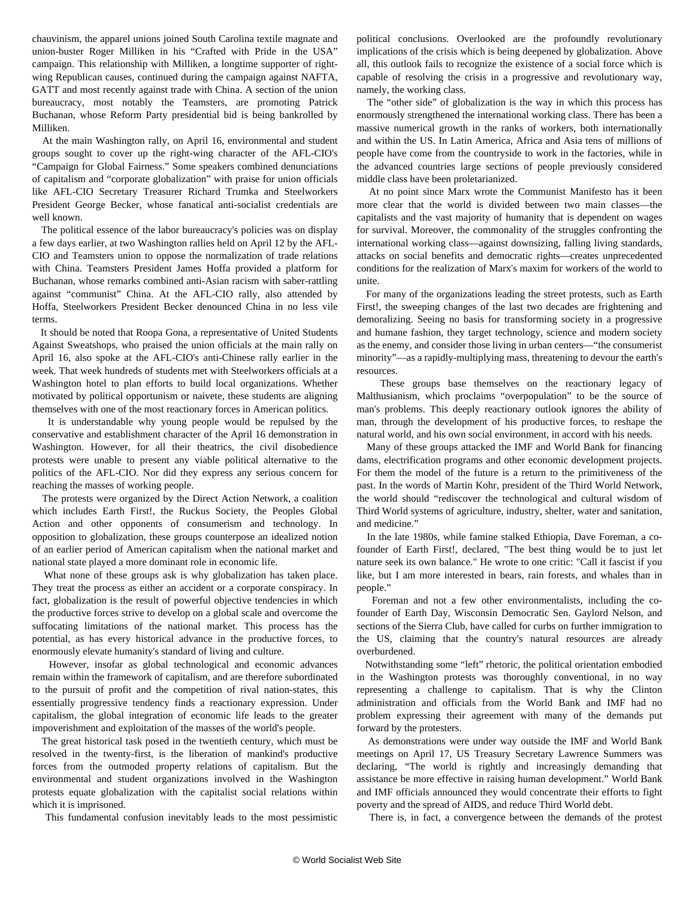chauvinism, the apparel unions joined South Carolina textile magnate and union-buster Roger Milliken in his "Crafted with Pride in the USA" campaign. This relationship with Milliken, a longtime supporter of right-wing Republican causes, continued during the campaign against NAFTA, GATT and most recently against trade with China. A section of the union bureaucracy, most notably the Teamsters, are promoting Patrick Buchanan, whose Reform Party presidential bid is being bankrolled by Milliken.

At the main Washington rally, on April 16, environmental and student groups sought to cover up the right-wing character of the AFL-CIO's "Campaign for Global Fairness." Some speakers combined denunciations of capitalism and "corporate globalization" with praise for union officials like AFL-CIO Secretary Treasurer Richard Trumka and Steelworkers President George Becker, whose fanatical anti-socialist credentials are well known.

The political essence of the labor bureaucracy's policies was on display a few days earlier, at two Washington rallies held on April 12 by the AFL-CIO and Teamsters union to oppose the normalization of trade relations with China. Teamsters President James Hoffa provided a platform for Buchanan, whose remarks combined anti-Asian racism with saber-rattling against "communist" China. At the AFL-CIO rally, also attended by Hoffa, Steelworkers President Becker denounced China in no less vile terms.

It should be noted that Roopa Gona, a representative of United Students Against Sweatshops, who praised the union officials at the main rally on April 16, also spoke at the AFL-CIO's anti-Chinese rally earlier in the week. That week hundreds of students met with Steelworkers officials at a Washington hotel to plan efforts to build local organizations. Whether motivated by political opportunism or naivete, these students are aligning themselves with one of the most reactionary forces in American politics.

It is understandable why young people would be repulsed by the conservative and establishment character of the April 16 demonstration in Washington. However, for all their theatrics, the civil disobedience protests were unable to present any viable political alternative to the politics of the AFL-CIO. Nor did they express any serious concern for reaching the masses of working people.

The protests were organized by the Direct Action Network, a coalition which includes Earth First!, the Ruckus Society, the Peoples Global Action and other opponents of consumerism and technology. In opposition to globalization, these groups counterpose an idealized notion of an earlier period of American capitalism when the national market and national state played a more dominant role in economic life.

What none of these groups ask is why globalization has taken place. They treat the process as either an accident or a corporate conspiracy. In fact, globalization is the result of powerful objective tendencies in which the productive forces strive to develop on a global scale and overcome the suffocating limitations of the national market. This process has the potential, as has every historical advance in the productive forces, to enormously elevate humanity's standard of living and culture.

However, insofar as global technological and economic advances remain within the framework of capitalism, and are therefore subordinated to the pursuit of profit and the competition of rival nation-states, this essentially progressive tendency finds a reactionary expression. Under capitalism, the global integration of economic life leads to the greater impoverishment and exploitation of the masses of the world's people.

The great historical task posed in the twentieth century, which must be resolved in the twenty-first, is the liberation of mankind's productive forces from the outmoded property relations of capitalism. But the environmental and student organizations involved in the Washington protests equate globalization with the capitalist social relations within which it is imprisoned.

This fundamental confusion inevitably leads to the most pessimistic political conclusions. Overlooked are the profoundly revolutionary implications of the crisis which is being deepened by globalization. Above all, this outlook fails to recognize the existence of a social force which is capable of resolving the crisis in a progressive and revolutionary way, namely, the working class.

The "other side" of globalization is the way in which this process has enormously strengthened the international working class. There has been a massive numerical growth in the ranks of workers, both internationally and within the US. In Latin America, Africa and Asia tens of millions of people have come from the countryside to work in the factories, while in the advanced countries large sections of people previously considered middle class have been proletarianized.

At no point since Marx wrote the Communist Manifesto has it been more clear that the world is divided between two main classes—the capitalists and the vast majority of humanity that is dependent on wages for survival. Moreover, the commonality of the struggles confronting the international working class—against downsizing, falling living standards, attacks on social benefits and democratic rights—creates unprecedented conditions for the realization of Marx's maxim for workers of the world to unite.

For many of the organizations leading the street protests, such as Earth First!, the sweeping changes of the last two decades are frightening and demoralizing. Seeing no basis for transforming society in a progressive and humane fashion, they target technology, science and modern society as the enemy, and consider those living in urban centers—"the consumerist minority"—as a rapidly-multiplying mass, threatening to devour the earth's resources.

These groups base themselves on the reactionary legacy of Malthusianism, which proclaims "overpopulation" to be the source of man's problems. This deeply reactionary outlook ignores the ability of man, through the development of his productive forces, to reshape the natural world, and his own social environment, in accord with his needs.

Many of these groups attacked the IMF and World Bank for financing dams, electrification programs and other economic development projects. For them the model of the future is a return to the primitiveness of the past. In the words of Martin Kohr, president of the Third World Network, the world should "rediscover the technological and cultural wisdom of Third World systems of agriculture, industry, shelter, water and sanitation, and medicine."

In the late 1980s, while famine stalked Ethiopia, Dave Foreman, a co-founder of Earth First!, declared, "The best thing would be to just let nature seek its own balance." He wrote to one critic: "Call it fascist if you like, but I am more interested in bears, rain forests, and whales than in people."

Foreman and not a few other environmentalists, including the co-founder of Earth Day, Wisconsin Democratic Sen. Gaylord Nelson, and sections of the Sierra Club, have called for curbs on further immigration to the US, claiming that the country's natural resources are already overburdened.

Notwithstanding some "left" rhetoric, the political orientation embodied in the Washington protests was thoroughly conventional, in no way representing a challenge to capitalism. That is why the Clinton administration and officials from the World Bank and IMF had no problem expressing their agreement with many of the demands put forward by the protesters.

As demonstrations were under way outside the IMF and World Bank meetings on April 17, US Treasury Secretary Lawrence Summers was declaring, "The world is rightly and increasingly demanding that assistance be more effective in raising human development." World Bank and IMF officials announced they would concentrate their efforts to fight poverty and the spread of AIDS, and reduce Third World debt.

There is, in fact, a convergence between the demands of the protest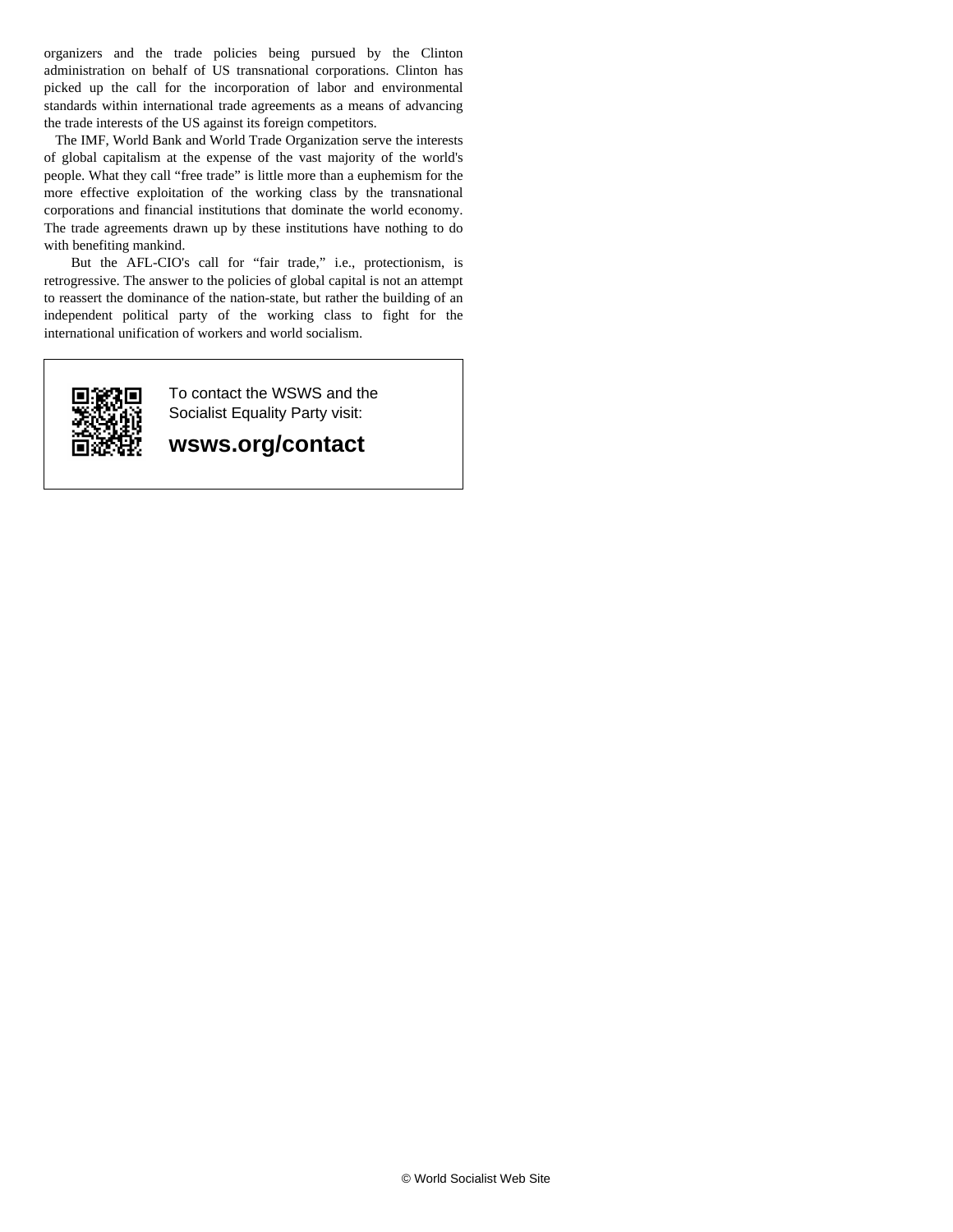organizers and the trade policies being pursued by the Clinton administration on behalf of US transnational corporations. Clinton has picked up the call for the incorporation of labor and environmental standards within international trade agreements as a means of advancing the trade interests of the US against its foreign competitors.

The IMF, World Bank and World Trade Organization serve the interests of global capitalism at the expense of the vast majority of the world's people. What they call "free trade" is little more than a euphemism for the more effective exploitation of the working class by the transnational corporations and financial institutions that dominate the world economy. The trade agreements drawn up by these institutions have nothing to do with benefiting mankind.

But the AFL-CIO's call for "fair trade," i.e., protectionism, is retrogressive. The answer to the policies of global capital is not an attempt to reassert the dominance of the nation-state, but rather the building of an independent political party of the working class to fight for the international unification of workers and world socialism.

To contact the WSWS and the Socialist Equality Party visit:

**wsws.org/contact**